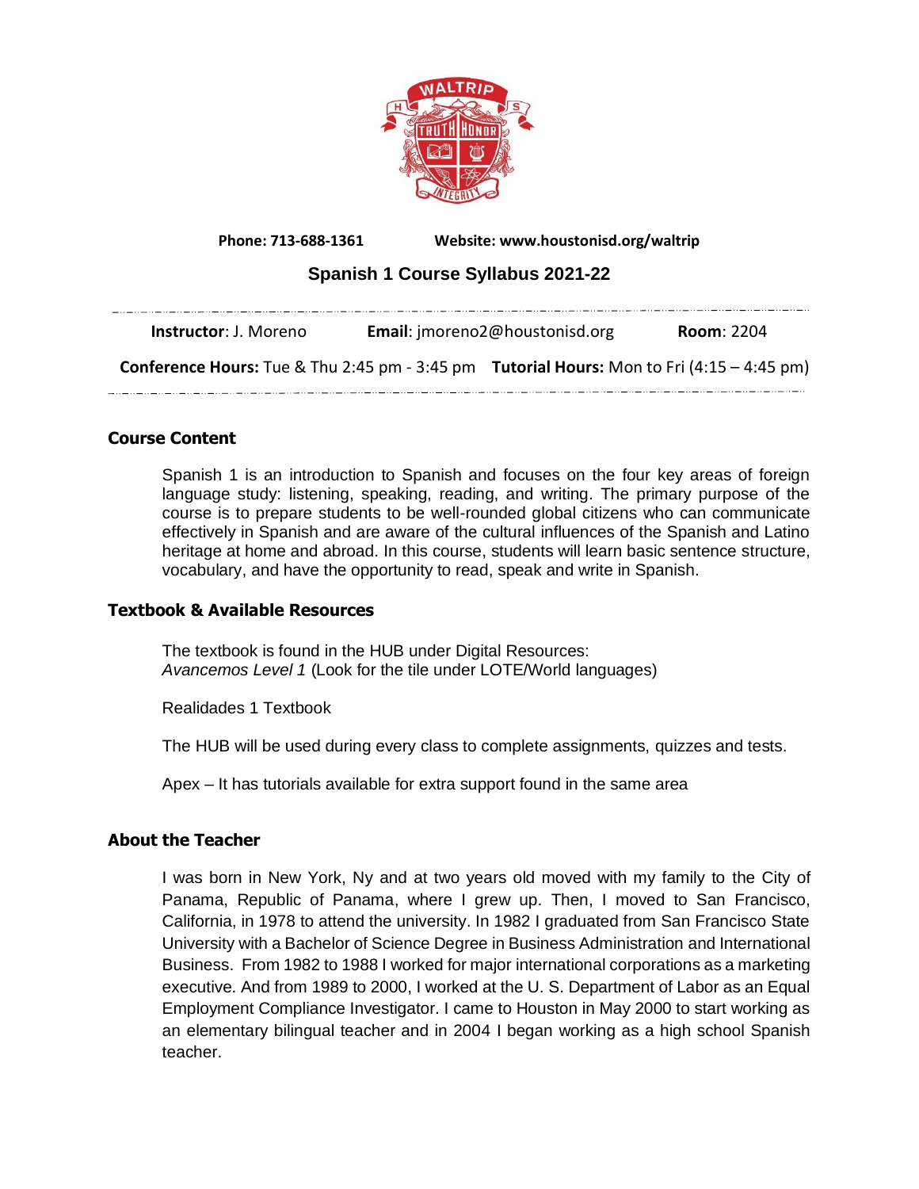**Phone: 713-688-1361** **Website: www.houstonisd.org/waltrip**

# Spanish 1 Course Syllabus 2021-22

**Instructor**: J. Moreno **Email**: jmoreno2@houstonisd.org **Room**: 2204

**Conference Hours:** Tue & Thu 2:45 pm - 3:45 pm **Tutorial Hours:** Mon to Fri (4:15 – 4:45 pm)

## Course Content

Spanish 1 is an introduction to Spanish and focuses on the four key areas of foreign language study: listening, speaking, reading, and writing. The primary purpose of the course is to prepare students to be well-rounded global citizens who can communicate effectively in Spanish and are aware of the cultural influences of the Spanish and Latino heritage at home and abroad. In this course, students will learn basic sentence structure, vocabulary, and have the opportunity to read, speak and write in Spanish.

## Textbook & Available Resources

The textbook is found in the HUB under Digital Resources:
*Avancemos Level 1* (Look for the tile under LOTE/World languages)

Realidades 1 Textbook

The HUB will be used during every class to complete assignments, quizzes and tests.

Apex – It has tutorials available for extra support found in the same area

## About the Teacher

I was born in New York, Ny and at two years old moved with my family to the City of Panama, Republic of Panama, where I grew up. Then, I moved to San Francisco, California, in 1978 to attend the university. In 1982 I graduated from San Francisco State University with a Bachelor of Science Degree in Business Administration and International Business. From 1982 to 1988 I worked for major international corporations as a marketing executive. And from 1989 to 2000, I worked at the U. S. Department of Labor as an Equal Employment Compliance Investigator. I came to Houston in May 2000 to start working as an elementary bilingual teacher and in 2004 I began working as a high school Spanish teacher.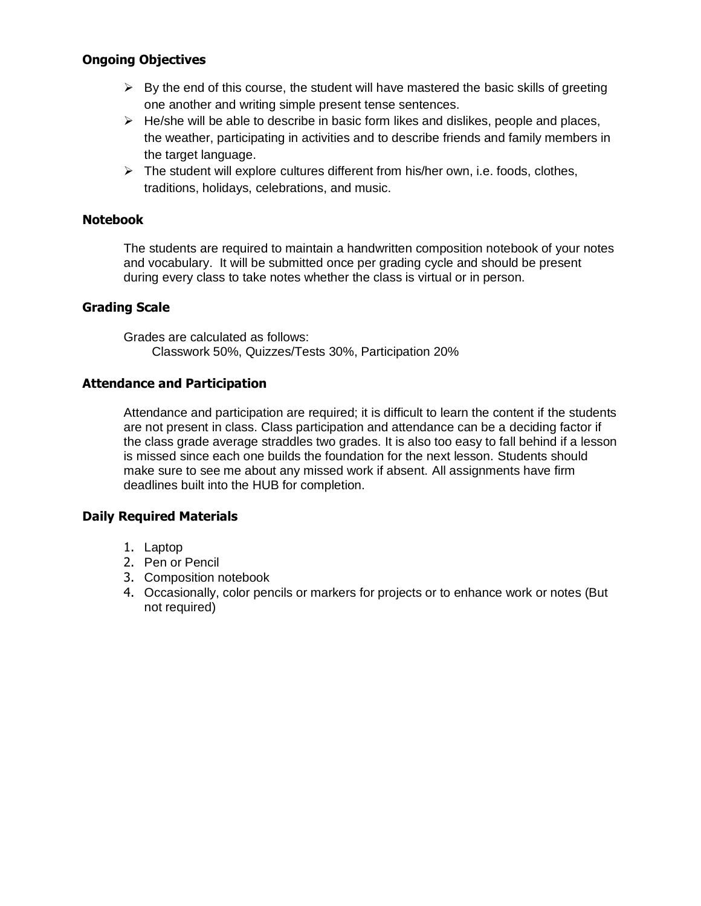### Ongoing Objectives

- By the end of this course, the student will have mastered the basic skills of greeting one another and writing simple present tense sentences.
- He/she will be able to describe in basic form likes and dislikes, people and places, the weather, participating in activities and to describe friends and family members in the target language.
- The student will explore cultures different from his/her own, i.e. foods, clothes, traditions, holidays, celebrations, and music.

### Notebook

The students are required to maintain a handwritten composition notebook of your notes and vocabulary. It will be submitted once per grading cycle and should be present during every class to take notes whether the class is virtual or in person.

### Grading Scale

Grades are calculated as follows:
Classwork 50%, Quizzes/Tests 30%, Participation 20%

### Attendance and Participation

Attendance and participation are required; it is difficult to learn the content if the students are not present in class. Class participation and attendance can be a deciding factor if the class grade average straddles two grades. It is also too easy to fall behind if a lesson is missed since each one builds the foundation for the next lesson. Students should make sure to see me about any missed work if absent. All assignments have firm deadlines built into the HUB for completion.

### Daily Required Materials

1. Laptop
2. Pen or Pencil
3. Composition notebook
4. Occasionally, color pencils or markers for projects or to enhance work or notes (But not required)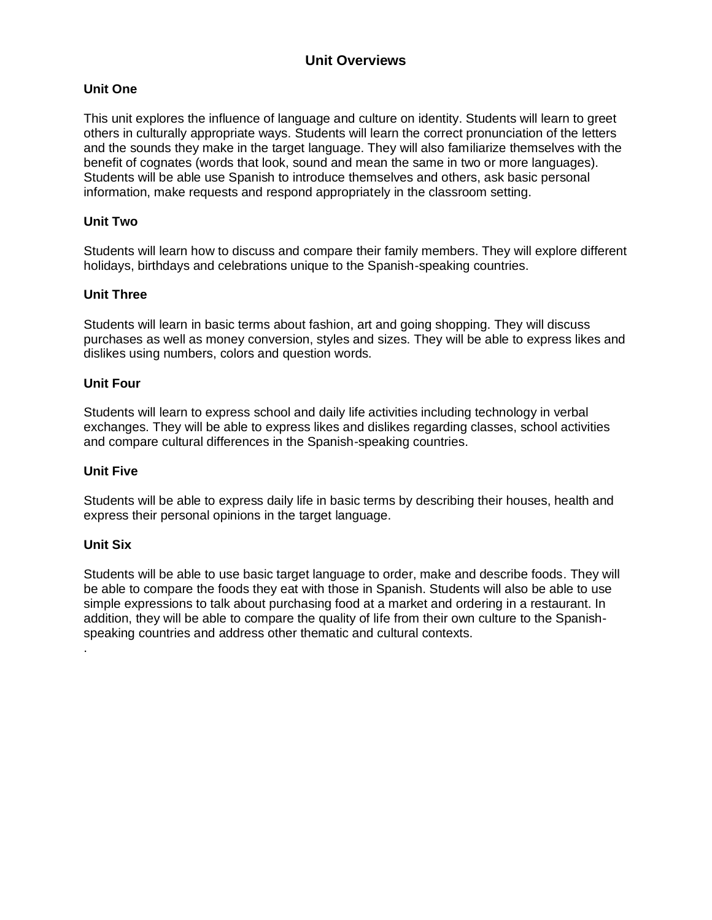# Unit Overviews

## Unit One

This unit explores the influence of language and culture on identity. Students will learn to greet others in culturally appropriate ways. Students will learn the correct pronunciation of the letters and the sounds they make in the target language. They will also familiarize themselves with the benefit of cognates (words that look, sound and mean the same in two or more languages). Students will be able use Spanish to introduce themselves and others, ask basic personal information, make requests and respond appropriately in the classroom setting.

## Unit Two

Students will learn how to discuss and compare their family members. They will explore different holidays, birthdays and celebrations unique to the Spanish-speaking countries.

## Unit Three

Students will learn in basic terms about fashion, art and going shopping. They will discuss purchases as well as money conversion, styles and sizes. They will be able to express likes and dislikes using numbers, colors and question words.

## Unit Four

Students will learn to express school and daily life activities including technology in verbal exchanges. They will be able to express likes and dislikes regarding classes, school activities and compare cultural differences in the Spanish-speaking countries.

## Unit Five

Students will be able to express daily life in basic terms by describing their houses, health and express their personal opinions in the target language.

## Unit Six

Students will be able to use basic target language to order, make and describe foods. They will be able to compare the foods they eat with those in Spanish. Students will also be able to use simple expressions to talk about purchasing food at a market and ordering in a restaurant. In addition, they will be able to compare the quality of life from their own culture to the Spanish-speaking countries and address other thematic and cultural contexts.

.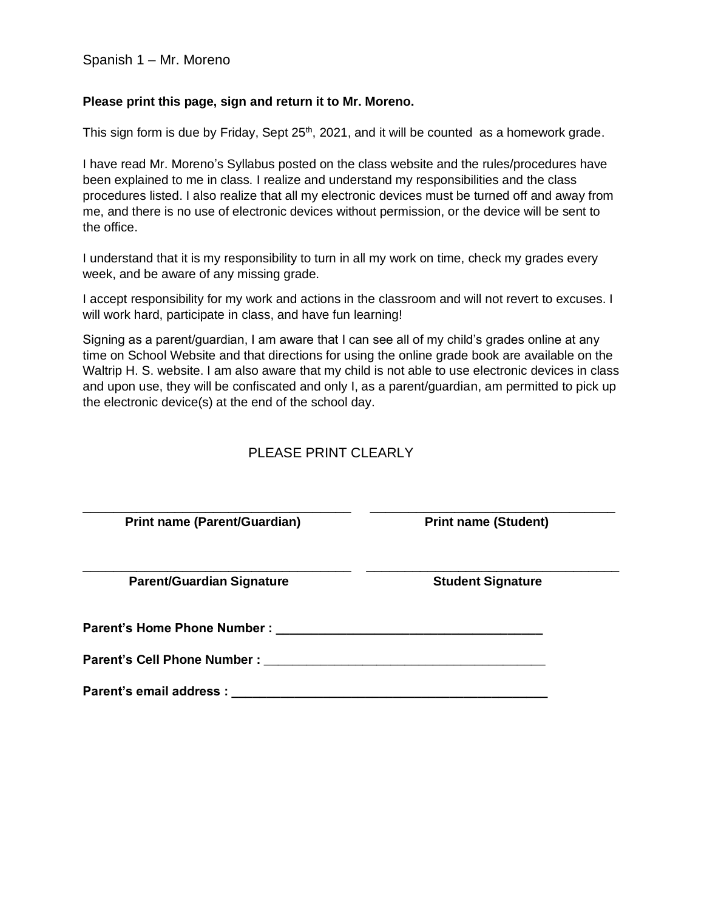Spanish 1 – Mr. Moreno

**Please print this page, sign and return it to Mr. Moreno.**

This sign form is due by Friday, Sept 25th, 2021, and it will be counted as a homework grade.

I have read Mr. Moreno's Syllabus posted on the class website and the rules/procedures have been explained to me in class. I realize and understand my responsibilities and the class procedures listed. I also realize that all my electronic devices must be turned off and away from me, and there is no use of electronic devices without permission, or the device will be sent to the office.

I understand that it is my responsibility to turn in all my work on time, check my grades every week, and be aware of any missing grade.

I accept responsibility for my work and actions in the classroom and will not revert to excuses. I will work hard, participate in class, and have fun learning!

Signing as a parent/guardian, I am aware that I can see all of my child's grades online at any time on School Website and that directions for using the online grade book are available on the Waltrip H. S. website. I am also aware that my child is not able to use electronic devices in class and upon use, they will be confiscated and only I, as a parent/guardian, am permitted to pick up the electronic device(s) at the end of the school day.

PLEASE PRINT CLEARLY

| | |
|---|---|
| ______________________________ | ______________________________ |
| **Print name (Parent/Guardian)** | **Print name (Student)** |
| ______________________________ | ______________________________ |
| **Parent/Guardian Signature** | **Student Signature** |

**Parent's Home Phone Number :** ______________________________

**Parent's Cell Phone Number :** ______________________________

**Parent's email address :** ______________________________